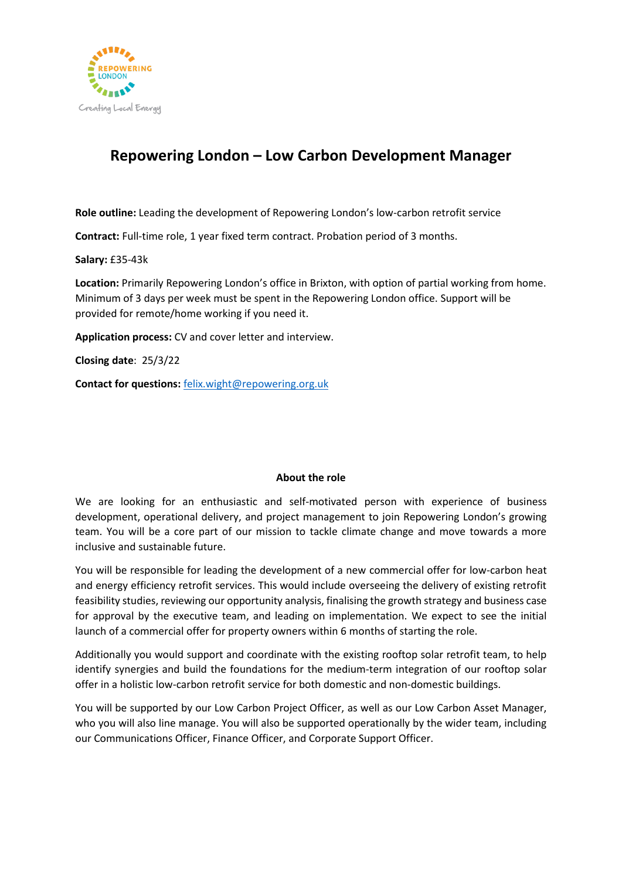# Repowering London – Low Carbon Development Manager

**Role outline:** Leading the development of Repowering London's low-carbon retrofit service

**Contract:** Full-time role, 1 year fixed term contract. Probation period of 3 months.

**Salary:** £35-43k

**Location:** Primarily Repowering London's office in Brixton, with option of partial working from home. Minimum of 3 days per week must be spent in the Repowering London office. Support will be provided for remote/home working if you need it.

**Application process:** CV and cover letter and interview.

**Closing date**: 25/3/22

**Contact for questions:** [felix.wight@repowering.org.uk](mailto:felix.wight@repowering.org.uk)

## About the role

We are looking for an enthusiastic and self-motivated person with experience of business development, operational delivery, and project management to join Repowering London's growing team. You will be a core part of our mission to tackle climate change and move towards a more inclusive and sustainable future.

You will be responsible for leading the development of a new commercial offer for low-carbon heat and energy efficiency retrofit services. This would include overseeing the delivery of existing retrofit feasibility studies, reviewing our opportunity analysis, finalising the growth strategy and business case for approval by the executive team, and leading on implementation. We expect to see the initial launch of a commercial offer for property owners within 6 months of starting the role.

Additionally you would support and coordinate with the existing rooftop solar retrofit team, to help identify synergies and build the foundations for the medium-term integration of our rooftop solar offer in a holistic low-carbon retrofit service for both domestic and non-domestic buildings.

You will be supported by our Low Carbon Project Officer, as well as our Low Carbon Asset Manager, who you will also line manage. You will also be supported operationally by the wider team, including our Communications Officer, Finance Officer, and Corporate Support Officer.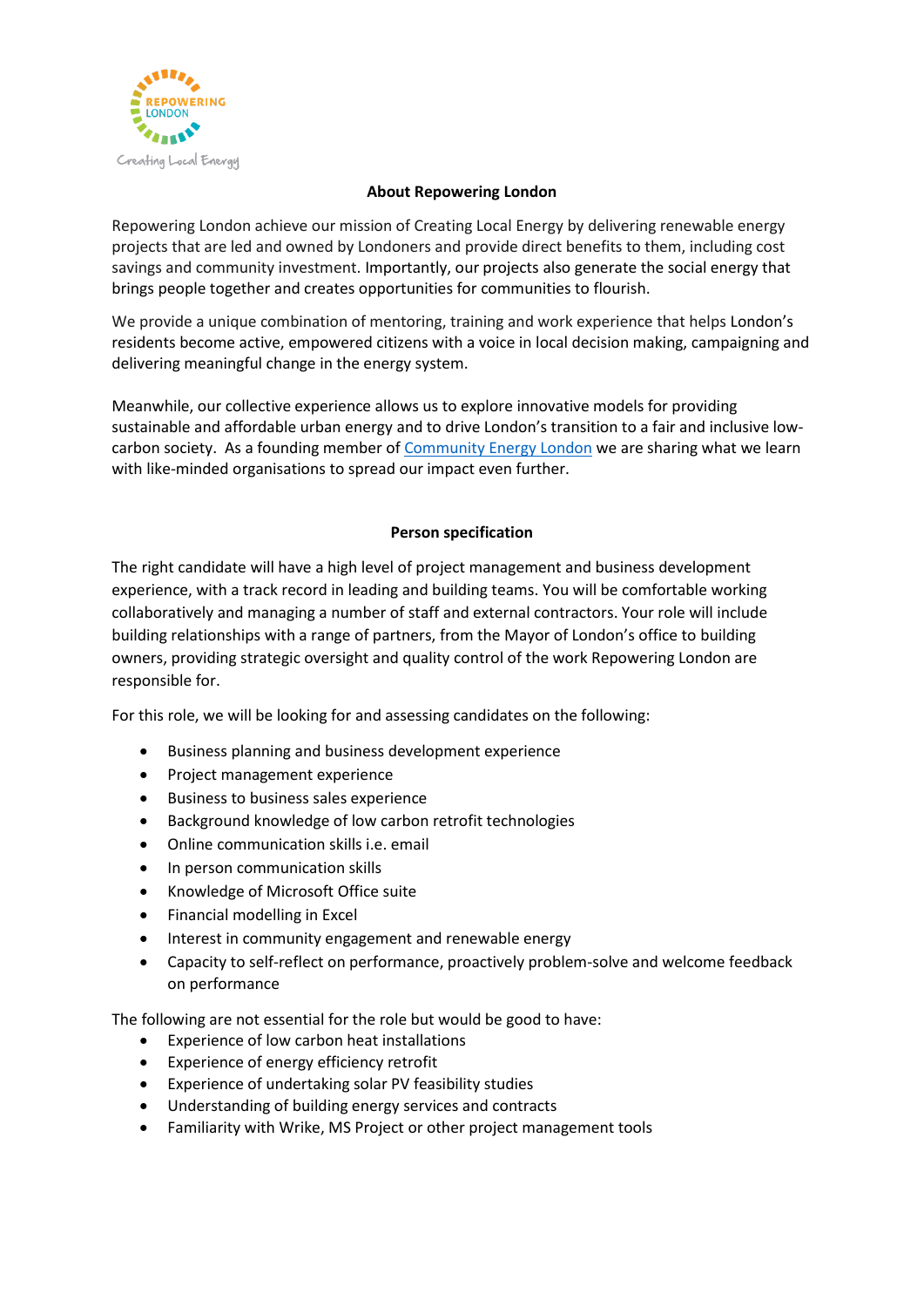## About Repowering London

Repowering London achieve our mission of Creating Local Energy by delivering renewable energy projects that are led and owned by Londoners and provide direct benefits to them, including cost savings and community investment. Importantly, our projects also generate the social energy that brings people together and creates opportunities for communities to flourish.

We provide a unique combination of mentoring, training and work experience that helps London's residents become active, empowered citizens with a voice in local decision making, campaigning and delivering meaningful change in the energy system.

Meanwhile, our collective experience allows us to explore innovative models for providing sustainable and affordable urban energy and to drive London's transition to a fair and inclusive low-carbon society. As a founding member of Community Energy London we are sharing what we learn with like-minded organisations to spread our impact even further.

## Person specification

The right candidate will have a high level of project management and business development experience, with a track record in leading and building teams. You will be comfortable working collaboratively and managing a number of staff and external contractors. Your role will include building relationships with a range of partners, from the Mayor of London's office to building owners, providing strategic oversight and quality control of the work Repowering London are responsible for.

For this role, we will be looking for and assessing candidates on the following:

- Business planning and business development experience
- Project management experience
- Business to business sales experience
- Background knowledge of low carbon retrofit technologies
- Online communication skills i.e. email
- In person communication skills
- Knowledge of Microsoft Office suite
- Financial modelling in Excel
- Interest in community engagement and renewable energy
- Capacity to self-reflect on performance, proactively problem-solve and welcome feedback on performance

The following are not essential for the role but would be good to have:

- Experience of low carbon heat installations
- Experience of energy efficiency retrofit
- Experience of undertaking solar PV feasibility studies
- Understanding of building energy services and contracts
- Familiarity with Wrike, MS Project or other project management tools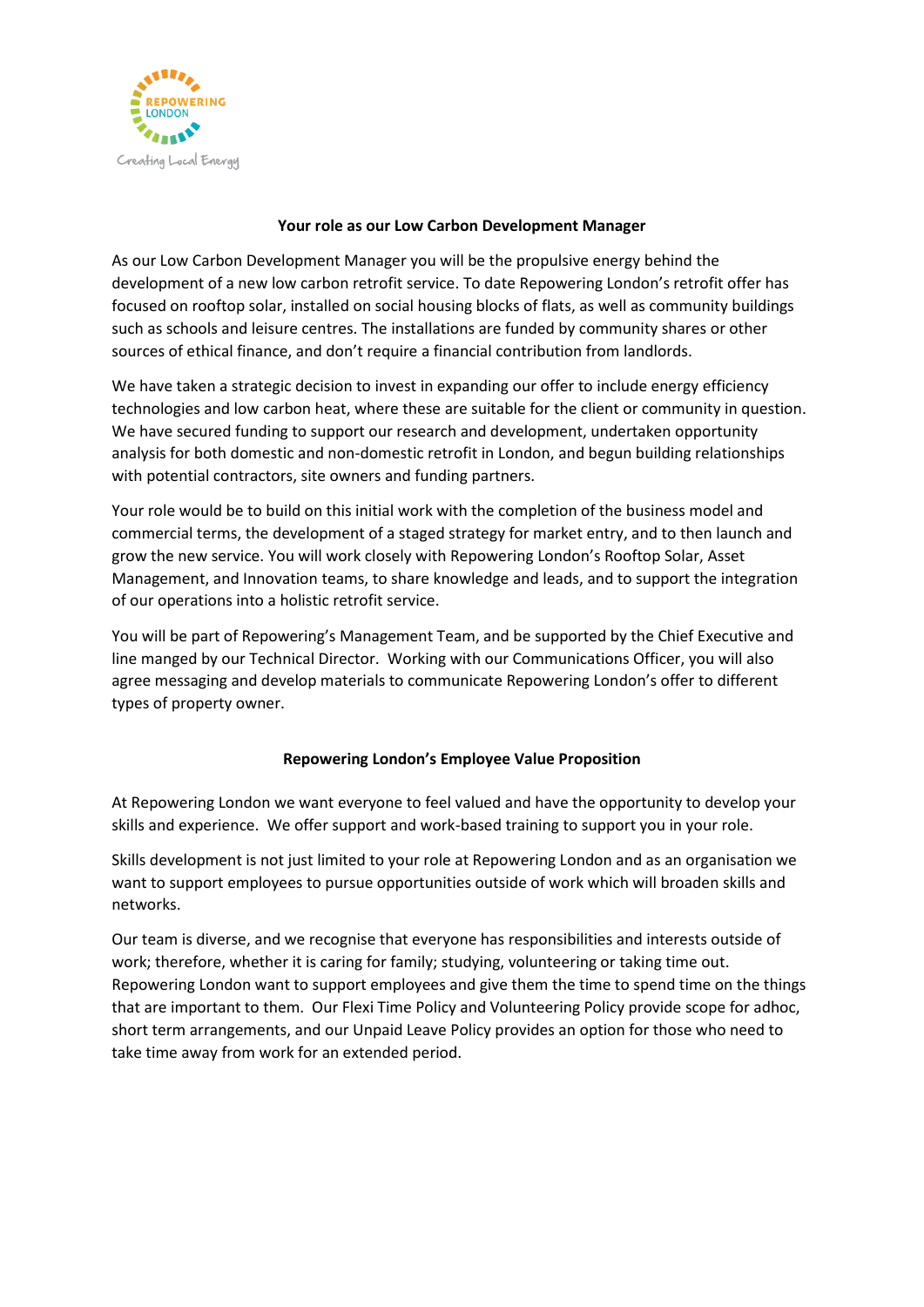## Your role as our Low Carbon Development Manager

As our Low Carbon Development Manager you will be the propulsive energy behind the development of a new low carbon retrofit service. To date Repowering London's retrofit offer has focused on rooftop solar, installed on social housing blocks of flats, as well as community buildings such as schools and leisure centres. The installations are funded by community shares or other sources of ethical finance, and don't require a financial contribution from landlords.

We have taken a strategic decision to invest in expanding our offer to include energy efficiency technologies and low carbon heat, where these are suitable for the client or community in question. We have secured funding to support our research and development, undertaken opportunity analysis for both domestic and non-domestic retrofit in London, and begun building relationships with potential contractors, site owners and funding partners.

Your role would be to build on this initial work with the completion of the business model and commercial terms, the development of a staged strategy for market entry, and to then launch and grow the new service. You will work closely with Repowering London's Rooftop Solar, Asset Management, and Innovation teams, to share knowledge and leads, and to support the integration of our operations into a holistic retrofit service.

You will be part of Repowering's Management Team, and be supported by the Chief Executive and line manged by our Technical Director. Working with our Communications Officer, you will also agree messaging and develop materials to communicate Repowering London's offer to different types of property owner.

## Repowering London's Employee Value Proposition

At Repowering London we want everyone to feel valued and have the opportunity to develop your skills and experience. We offer support and work-based training to support you in your role.

Skills development is not just limited to your role at Repowering London and as an organisation we want to support employees to pursue opportunities outside of work which will broaden skills and networks.

Our team is diverse, and we recognise that everyone has responsibilities and interests outside of work; therefore, whether it is caring for family; studying, volunteering or taking time out. Repowering London want to support employees and give them the time to spend time on the things that are important to them. Our Flexi Time Policy and Volunteering Policy provide scope for adhoc, short term arrangements, and our Unpaid Leave Policy provides an option for those who need to take time away from work for an extended period.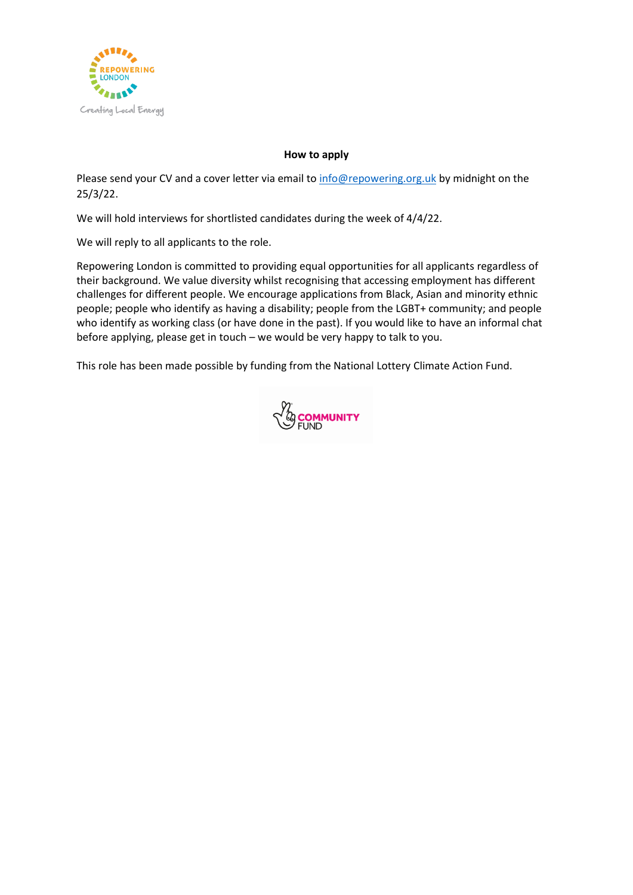## How to apply

Please send your CV and a cover letter via email to [info@repowering.org.uk](mailto:info@repowering.org.uk) by midnight on the 25/3/22.

We will hold interviews for shortlisted candidates during the week of 4/4/22.

We will reply to all applicants to the role.

Repowering London is committed to providing equal opportunities for all applicants regardless of their background. We value diversity whilst recognising that accessing employment has different challenges for different people. We encourage applications from Black, Asian and minority ethnic people; people who identify as having a disability; people from the LGBT+ community; and people who identify as working class (or have done in the past). If you would like to have an informal chat before applying, please get in touch – we would be very happy to talk to you.

This role has been made possible by funding from the National Lottery Climate Action Fund.